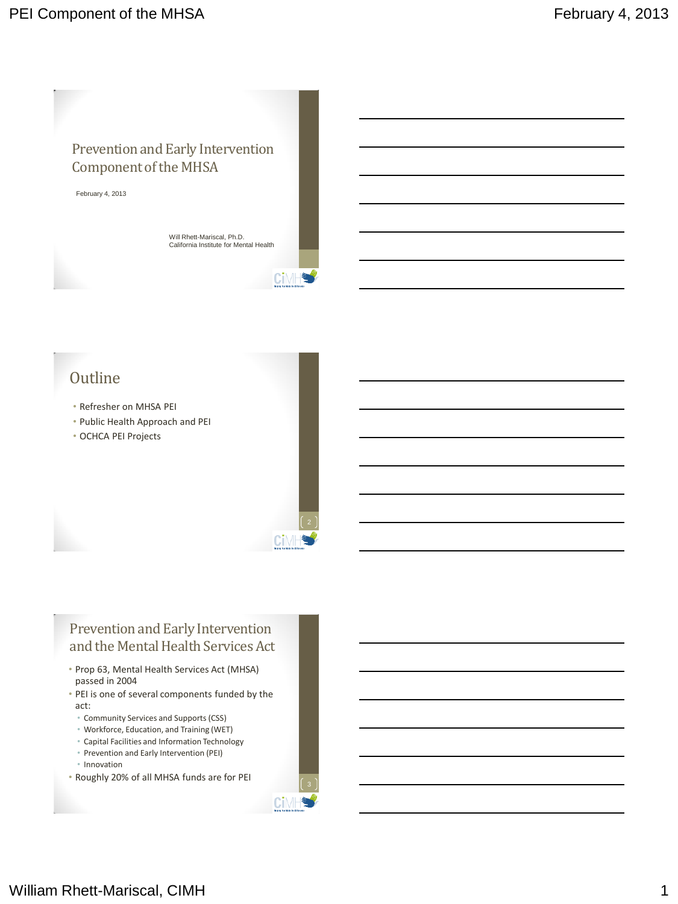# Prevention and Early Intervention Component of the MHSA

February 4, 2013

Will Rhett-Mariscal, Ph.D.
California Institute for Mental Health

## Outline

- Refresher on MHSA PEI
- Public Health Approach and PEI
- OCHCA PEI Projects

## Prevention and Early Intervention and the Mental Health Services Act

- Prop 63, Mental Health Services Act (MHSA) passed in 2004
- PEI is one of several components funded by the act:
  - Community Services and Supports (CSS)
  - Workforce, Education, and Training (WET)
  - Capital Facilities and Information Technology
  - Prevention and Early Intervention (PEI)
  - Innovation
- Roughly 20% of all MHSA funds are for PEI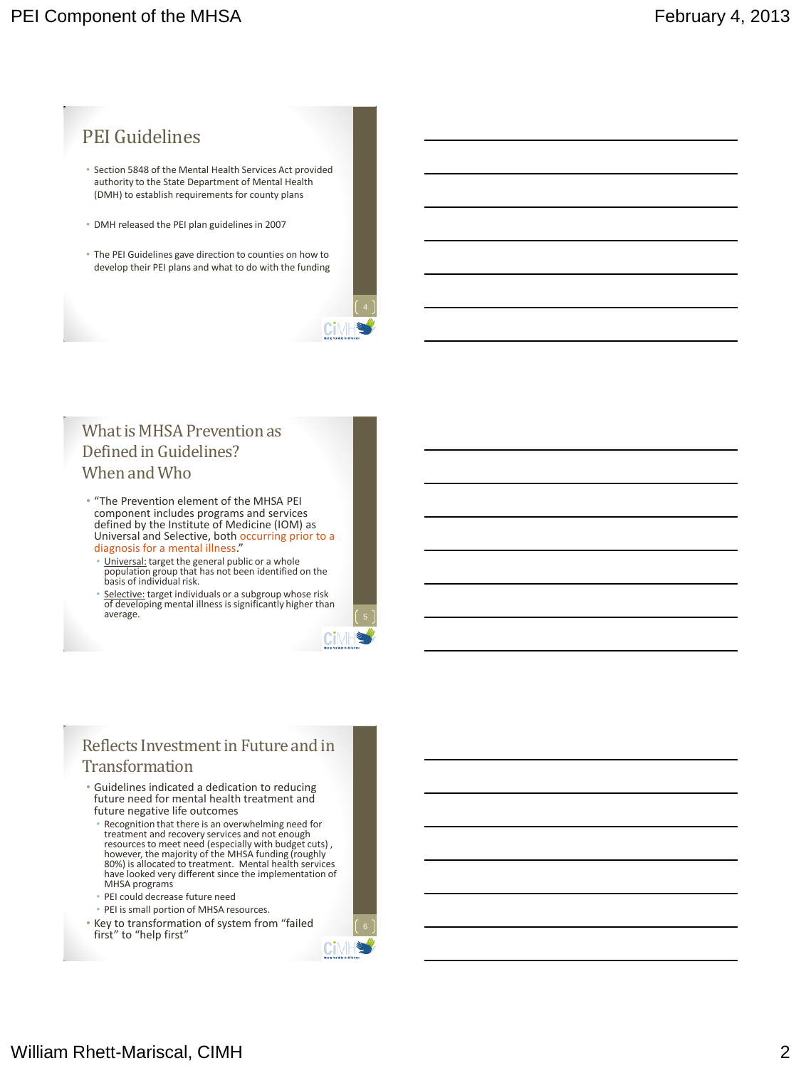## PEI Guidelines

- Section 5848 of the Mental Health Services Act provided authority to the State Department of Mental Health (DMH) to establish requirements for county plans
- DMH released the PEI plan guidelines in 2007
- The PEI Guidelines gave direction to counties on how to develop their PEI plans and what to do with the funding

## What is MHSA Prevention as Defined in Guidelines? When and Who

- "The Prevention element of the MHSA PEI component includes programs and services defined by the Institute of Medicine (IOM) as Universal and Selective, both occurring prior to a diagnosis for a mental illness."
  - Universal: target the general public or a whole population group that has not been identified on the basis of individual risk.
  - Selective: target individuals or a subgroup whose risk of developing mental illness is significantly higher than average.

## Reflects Investment in Future and in Transformation

- Guidelines indicated a dedication to reducing future need for mental health treatment and future negative life outcomes
  - Recognition that there is an overwhelming need for treatment and recovery services and not enough resources to meet need (especially with budget cuts) , however, the majority of the MHSA funding (roughly 80%) is allocated to treatment. Mental health services have looked very different since the implementation of MHSA programs
  - PEI could decrease future need
  - PEI is small portion of MHSA resources.
- Key to transformation of system from "failed first" to "help first"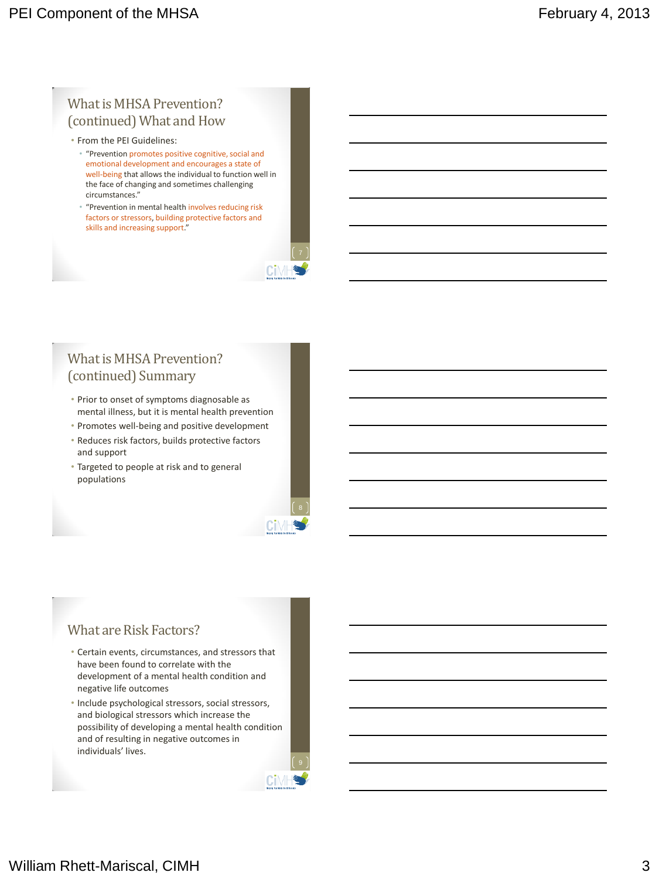## What is MHSA Prevention? (continued) What and How

- From the PEI Guidelines:
  - "Prevention promotes positive cognitive, social and emotional development and encourages a state of well-being that allows the individual to function well in the face of changing and sometimes challenging circumstances."
  - "Prevention in mental health involves reducing risk factors or stressors, building protective factors and skills and increasing support."

## What is MHSA Prevention? (continued) Summary

- Prior to onset of symptoms diagnosable as mental illness, but it is mental health prevention
- Promotes well-being and positive development
- Reduces risk factors, builds protective factors and support
- Targeted to people at risk and to general populations

## What are Risk Factors?

- Certain events, circumstances, and stressors that have been found to correlate with the development of a mental health condition and negative life outcomes
- Include psychological stressors, social stressors, and biological stressors which increase the possibility of developing a mental health condition and of resulting in negative outcomes in individuals' lives.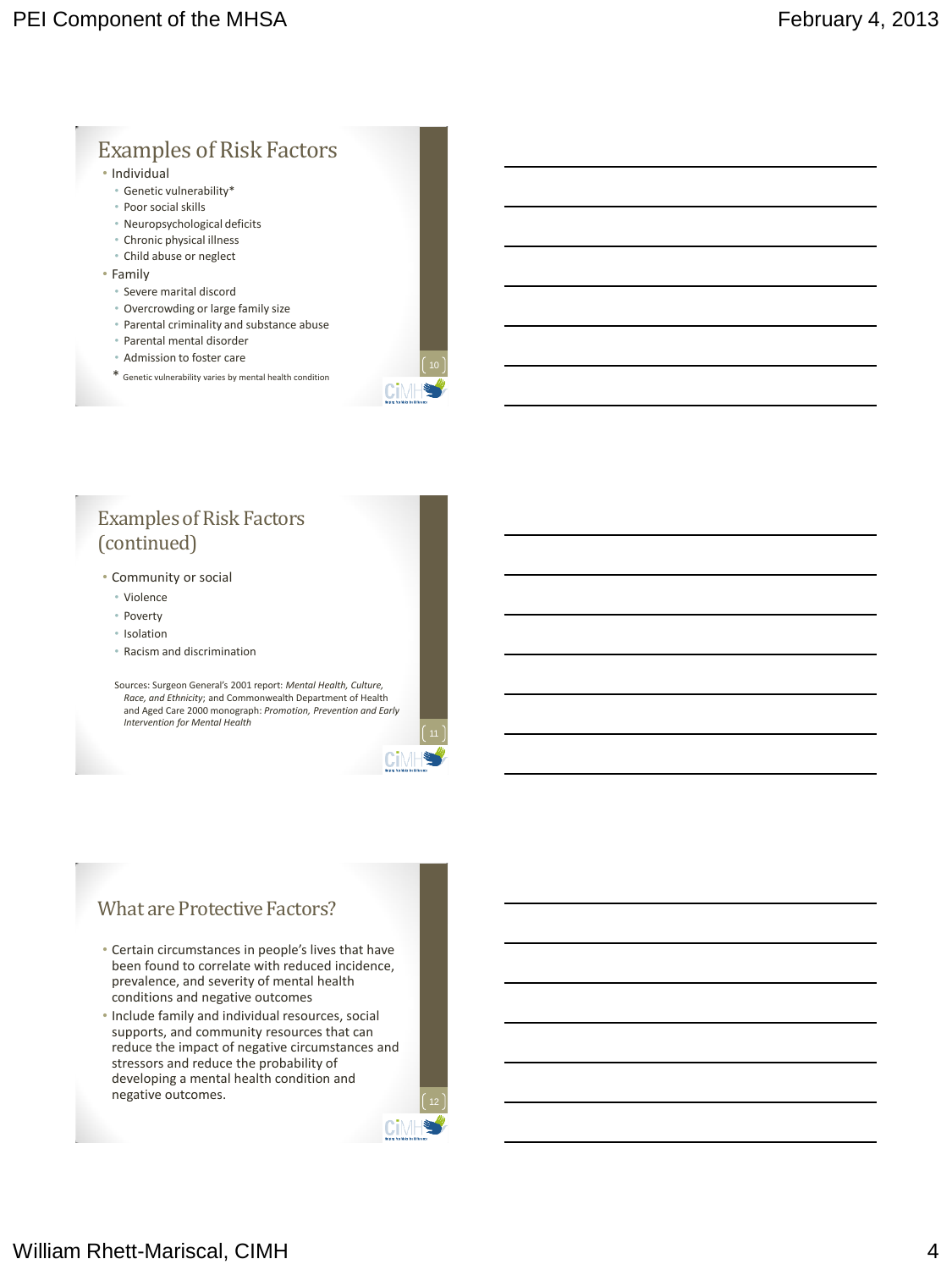## Examples of Risk Factors

- Individual
  - Genetic vulnerability*
  - Poor social skills
  - Neuropsychological deficits
  - Chronic physical illness
  - Child abuse or neglect
- Family
  - Severe marital discord
  - Overcrowding or large family size
  - Parental criminality and substance abuse
  - Parental mental disorder
  - Admission to foster care

* Genetic vulnerability varies by mental health condition

## Examples of Risk Factors (continued)

- Community or social
  - Violence
  - Poverty
  - Isolation
  - Racism and discrimination

Sources: Surgeon General's 2001 report: *Mental Health, Culture, Race, and Ethnicity*; and Commonwealth Department of Health and Aged Care 2000 monograph: *Promotion, Prevention and Early Intervention for Mental Health*

## What are Protective Factors?

- Certain circumstances in people's lives that have been found to correlate with reduced incidence, prevalence, and severity of mental health conditions and negative outcomes
- Include family and individual resources, social supports, and community resources that can reduce the impact of negative circumstances and stressors and reduce the probability of developing a mental health condition and negative outcomes.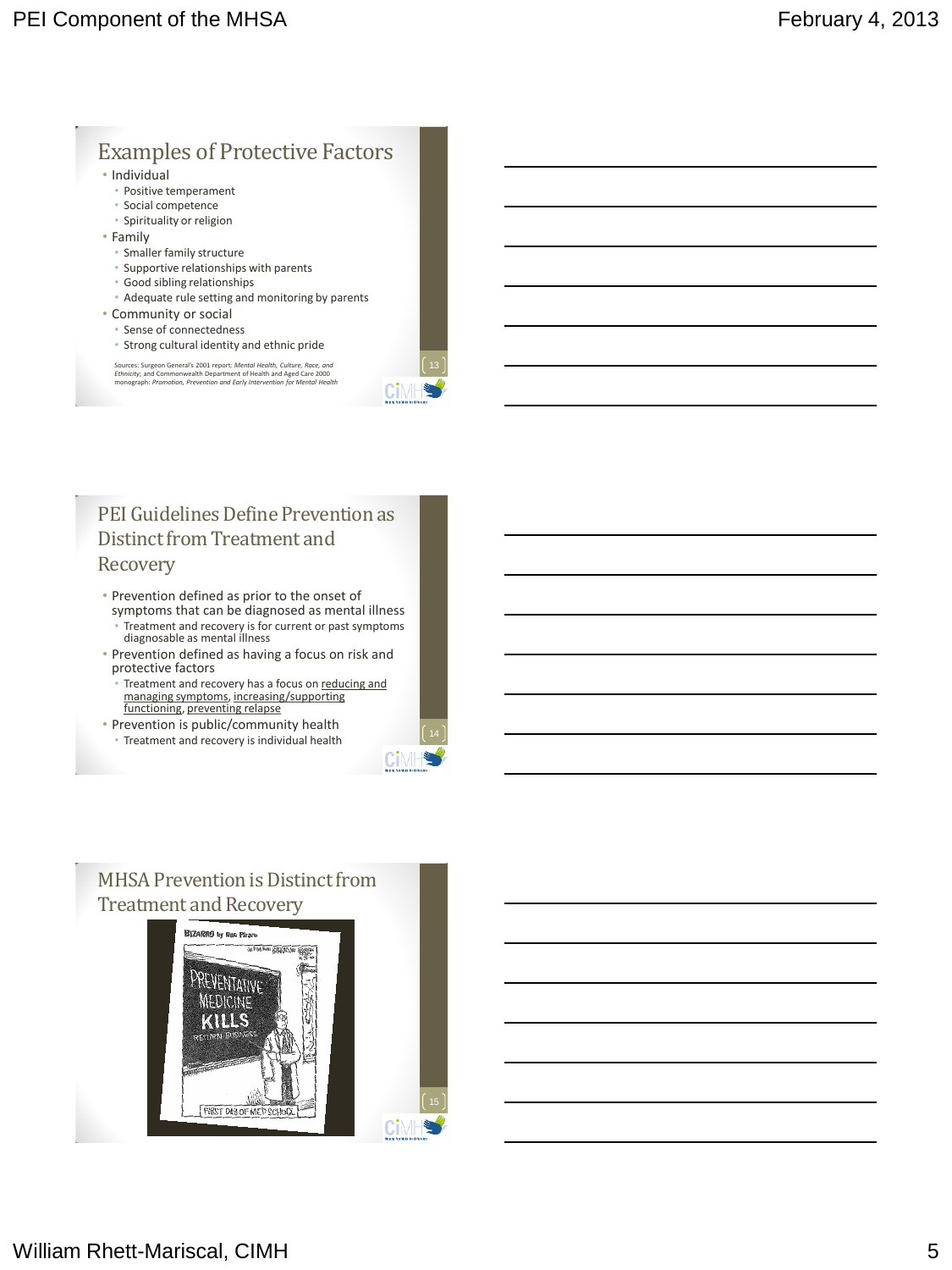## Examples of Protective Factors

- Individual
  - Positive temperament
  - Social competence
  - Spirituality or religion
- Family
  - Smaller family structure
  - Supportive relationships with parents
  - Good sibling relationships
  - Adequate rule setting and monitoring by parents
- Community or social
  - Sense of connectedness
  - Strong cultural identity and ethnic pride

Sources: Surgeon General's 2001 report: *Mental Health, Culture, Race, and Ethnicity*; and Commonwealth Department of Health and Aged Care 2000 monograph: *Promotion, Prevention and Early Intervention for Mental Health*

## PEI Guidelines Define Prevention as Distinct from Treatment and Recovery

- Prevention defined as prior to the onset of symptoms that can be diagnosed as mental illness
  - Treatment and recovery is for current or past symptoms diagnosable as mental illness
- Prevention defined as having a focus on risk and protective factors
  - Treatment and recovery has a focus on reducing and managing symptoms, increasing/supporting functioning, preventing relapse
- Prevention is public/community health
  - Treatment and recovery is individual health

## MHSA Prevention is Distinct from Treatment and Recovery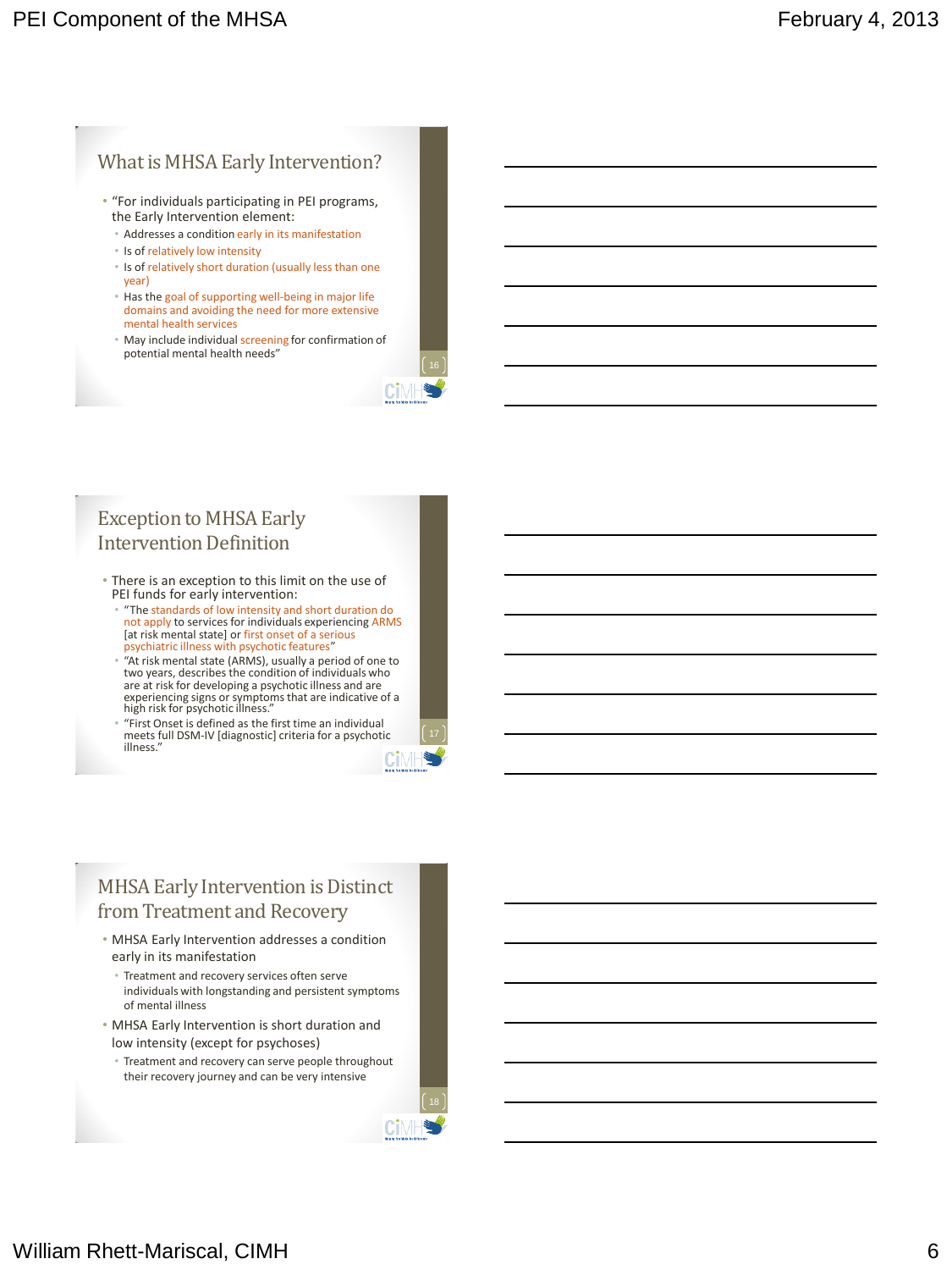## What is MHSA Early Intervention?

- "For individuals participating in PEI programs, the Early Intervention element:
  - Addresses a condition early in its manifestation
  - Is of relatively low intensity
  - Is of relatively short duration (usually less than one year)
  - Has the goal of supporting well-being in major life domains and avoiding the need for more extensive mental health services
  - May include individual screening for confirmation of potential mental health needs"

## Exception to MHSA Early Intervention Definition

- There is an exception to this limit on the use of PEI funds for early intervention:
  - "The standards of low intensity and short duration do not apply to services for individuals experiencing ARMS [at risk mental state] or first onset of a serious psychiatric illness with psychotic features"
  - "At risk mental state (ARMS), usually a period of one to two years, describes the condition of individuals who are at risk for developing a psychotic illness and are experiencing signs or symptoms that are indicative of a high risk for psychotic illness."
  - "First Onset is defined as the first time an individual meets full DSM-IV [diagnostic] criteria for a psychotic illness."

## MHSA Early Intervention is Distinct from Treatment and Recovery

- MHSA Early Intervention addresses a condition early in its manifestation
  - Treatment and recovery services often serve individuals with longstanding and persistent symptoms of mental illness
- MHSA Early Intervention is short duration and low intensity (except for psychoses)
  - Treatment and recovery can serve people throughout their recovery journey and can be very intensive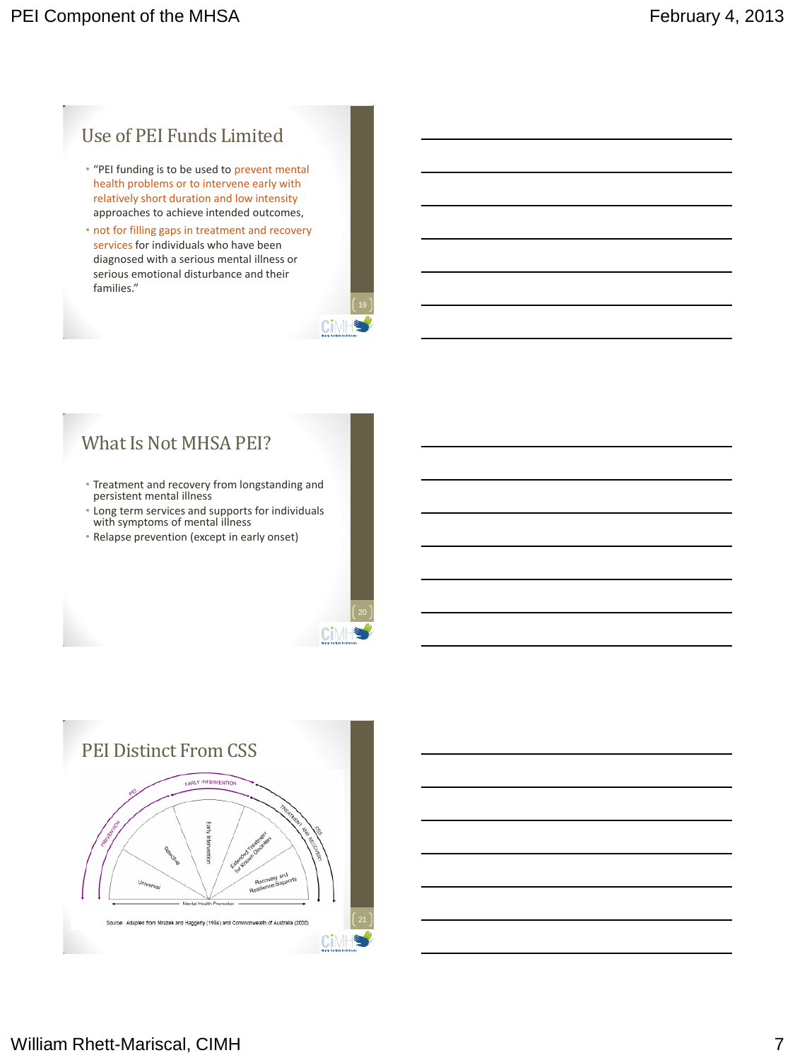## Use of PEI Funds Limited

- "PEI funding is to be used to prevent mental health problems or to intervene early with relatively short duration and low intensity approaches to achieve intended outcomes,
- not for filling gaps in treatment and recovery services for individuals who have been diagnosed with a serious mental illness or serious emotional disturbance and their families."

## What Is Not MHSA PEI?

- Treatment and recovery from longstanding and persistent mental illness
- Long term services and supports for individuals with symptoms of mental illness
- Relapse prevention (except in early onset)

## PEI Distinct From CSS

PEI — PREVENTION — EARLY INTERVENTION — TREATMENT AND RECOVERY — CSS

Universal | Selective | Early Intervention | Extended Treatment for Known Disorders | Recovery and Resilience Supports

Mental Health Promotion

Source: Adapted from Mrazek and Haggerty (1994) and Commonwealth of Australia (2000)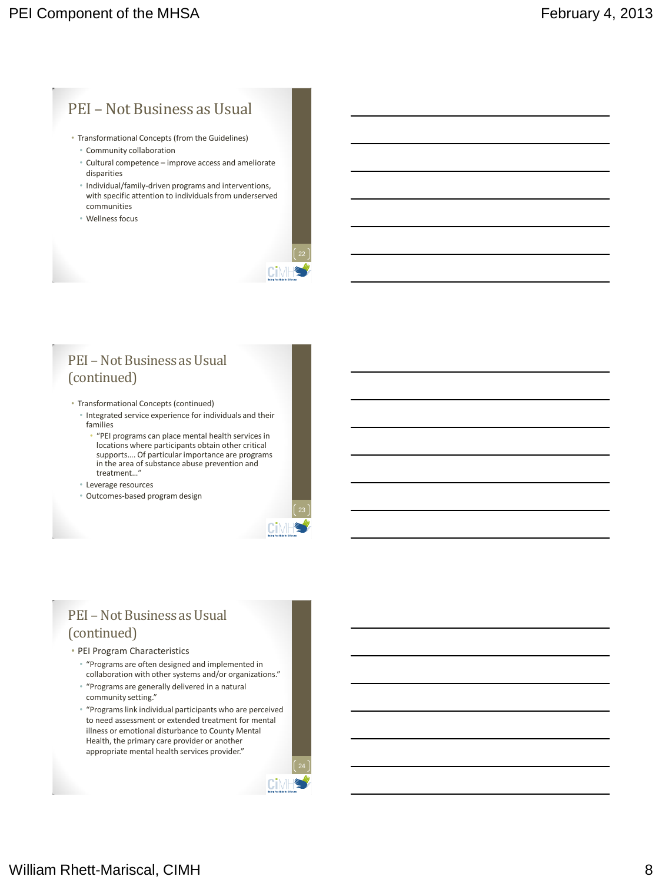## PEI – Not Business as Usual

- Transformational Concepts (from the Guidelines)
  - Community collaboration
  - Cultural competence – improve access and ameliorate disparities
  - Individual/family-driven programs and interventions, with specific attention to individuals from underserved communities
  - Wellness focus

## PEI – Not Business as Usual (continued)

- Transformational Concepts (continued)
  - Integrated service experience for individuals and their families
    - "PEI programs can place mental health services in locations where participants obtain other critical supports…. Of particular importance are programs in the area of substance abuse prevention and treatment…"
  - Leverage resources
  - Outcomes-based program design

## PEI – Not Business as Usual (continued)

- PEI Program Characteristics
  - "Programs are often designed and implemented in collaboration with other systems and/or organizations."
  - "Programs are generally delivered in a natural community setting."
  - "Programs link individual participants who are perceived to need assessment or extended treatment for mental illness or emotional disturbance to County Mental Health, the primary care provider or another appropriate mental health services provider."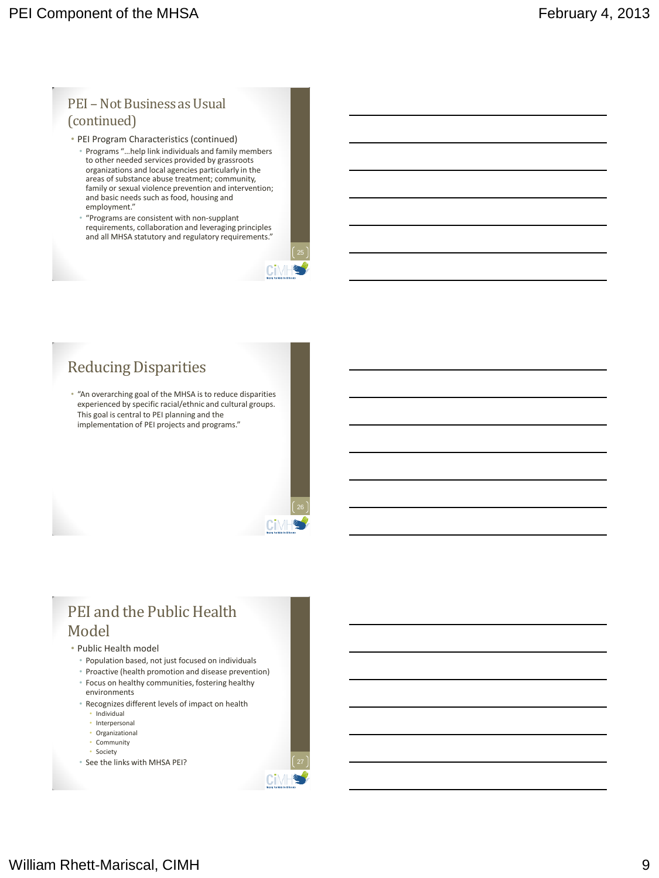## PEI – Not Business as Usual (continued)

- PEI Program Characteristics (continued)
  - Programs "…help link individuals and family members to other needed services provided by grassroots organizations and local agencies particularly in the areas of substance abuse treatment; community, family or sexual violence prevention and intervention; and basic needs such as food, housing and employment."
  - "Programs are consistent with non-supplant requirements, collaboration and leveraging principles and all MHSA statutory and regulatory requirements."

## Reducing Disparities

- "An overarching goal of the MHSA is to reduce disparities experienced by specific racial/ethnic and cultural groups. This goal is central to PEI planning and the implementation of PEI projects and programs."

## PEI and the Public Health Model

- Public Health model
  - Population based, not just focused on individuals
  - Proactive (health promotion and disease prevention)
  - Focus on healthy communities, fostering healthy environments
  - Recognizes different levels of impact on health
    - Individual
    - Interpersonal
    - Organizational
    - Community
    - Society
  - See the links with MHSA PEI?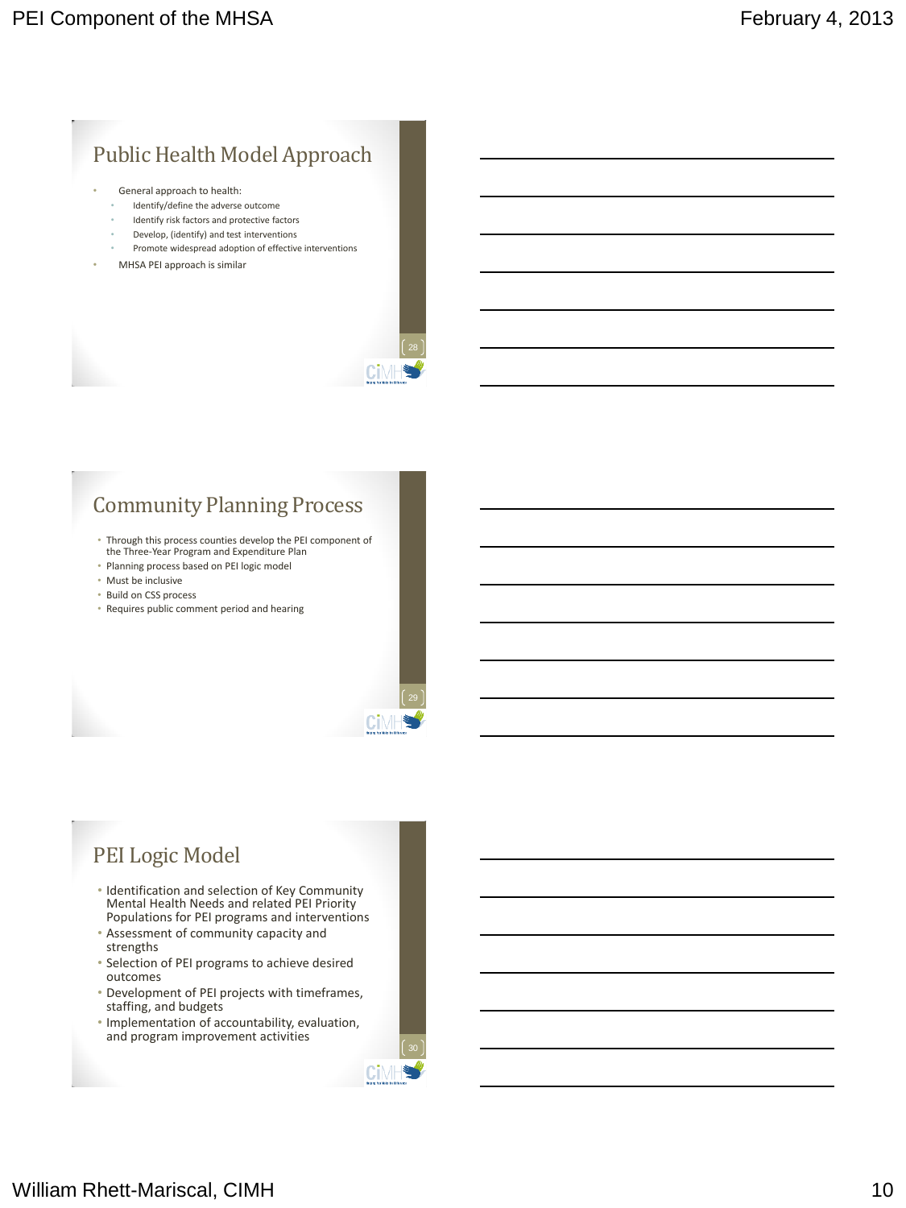## Public Health Model Approach

- General approach to health:
  - Identify/define the adverse outcome
  - Identify risk factors and protective factors
  - Develop, (identify) and test interventions
  - Promote widespread adoption of effective interventions
- MHSA PEI approach is similar

## Community Planning Process

- Through this process counties develop the PEI component of the Three-Year Program and Expenditure Plan
- Planning process based on PEI logic model
- Must be inclusive
- Build on CSS process
- Requires public comment period and hearing

## PEI Logic Model

- Identification and selection of Key Community Mental Health Needs and related PEI Priority Populations for PEI programs and interventions
- Assessment of community capacity and strengths
- Selection of PEI programs to achieve desired outcomes
- Development of PEI projects with timeframes, staffing, and budgets
- Implementation of accountability, evaluation, and program improvement activities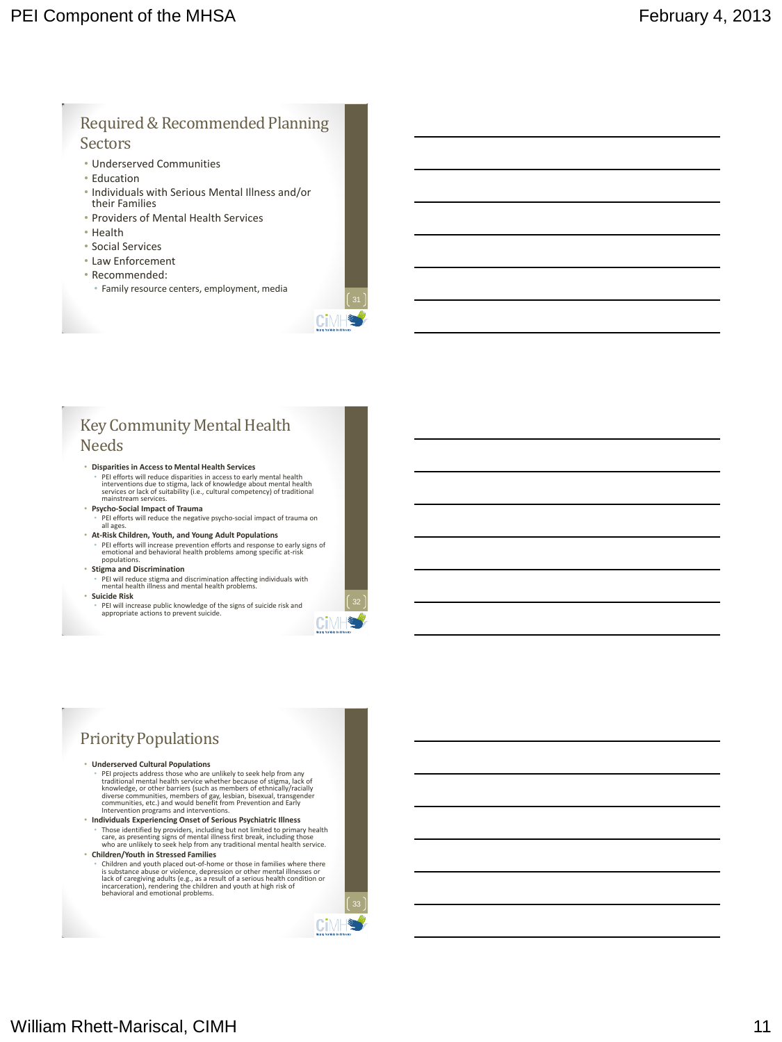## Required & Recommended Planning Sectors

- Underserved Communities
- Education
- Individuals with Serious Mental Illness and/or their Families
- Providers of Mental Health Services
- Health
- Social Services
- Law Enforcement
- Recommended:
  - Family resource centers, employment, media

## Key Community Mental Health Needs

- **Disparities in Access to Mental Health Services**
  - PEI efforts will reduce disparities in access to early mental health interventions due to stigma, lack of knowledge about mental health services or lack of suitability (i.e., cultural competency) of traditional mainstream services.
- **Psycho-Social Impact of Trauma**
  - PEI efforts will reduce the negative psycho-social impact of trauma on all ages.
- **At-Risk Children, Youth, and Young Adult Populations**
  - PEI efforts will increase prevention efforts and response to early signs of emotional and behavioral health problems among specific at-risk populations.
- **Stigma and Discrimination**
  - PEI will reduce stigma and discrimination affecting individuals with mental health illness and mental health problems.
- **Suicide Risk**
  - PEI will increase public knowledge of the signs of suicide risk and appropriate actions to prevent suicide.

## Priority Populations

- **Underserved Cultural Populations**
  - PEI projects address those who are unlikely to seek help from any traditional mental health service whether because of stigma, lack of knowledge, or other barriers (such as members of ethnically/racially diverse communities, members of gay, lesbian, bisexual, transgender communities, etc.) and would benefit from Prevention and Early Intervention programs and interventions.
- **Individuals Experiencing Onset of Serious Psychiatric Illness**
  - Those identified by providers, including but not limited to primary health care, as presenting signs of mental illness first break, including those who are unlikely to seek help from any traditional mental health service.
- **Children/Youth in Stressed Families**
  - Children and youth placed out-of-home or those in families where there is substance abuse or violence, depression or other mental illnesses or lack of caregiving adults (e.g., as a result of a serious health condition or incarceration), rendering the children and youth at high risk of behavioral and emotional problems.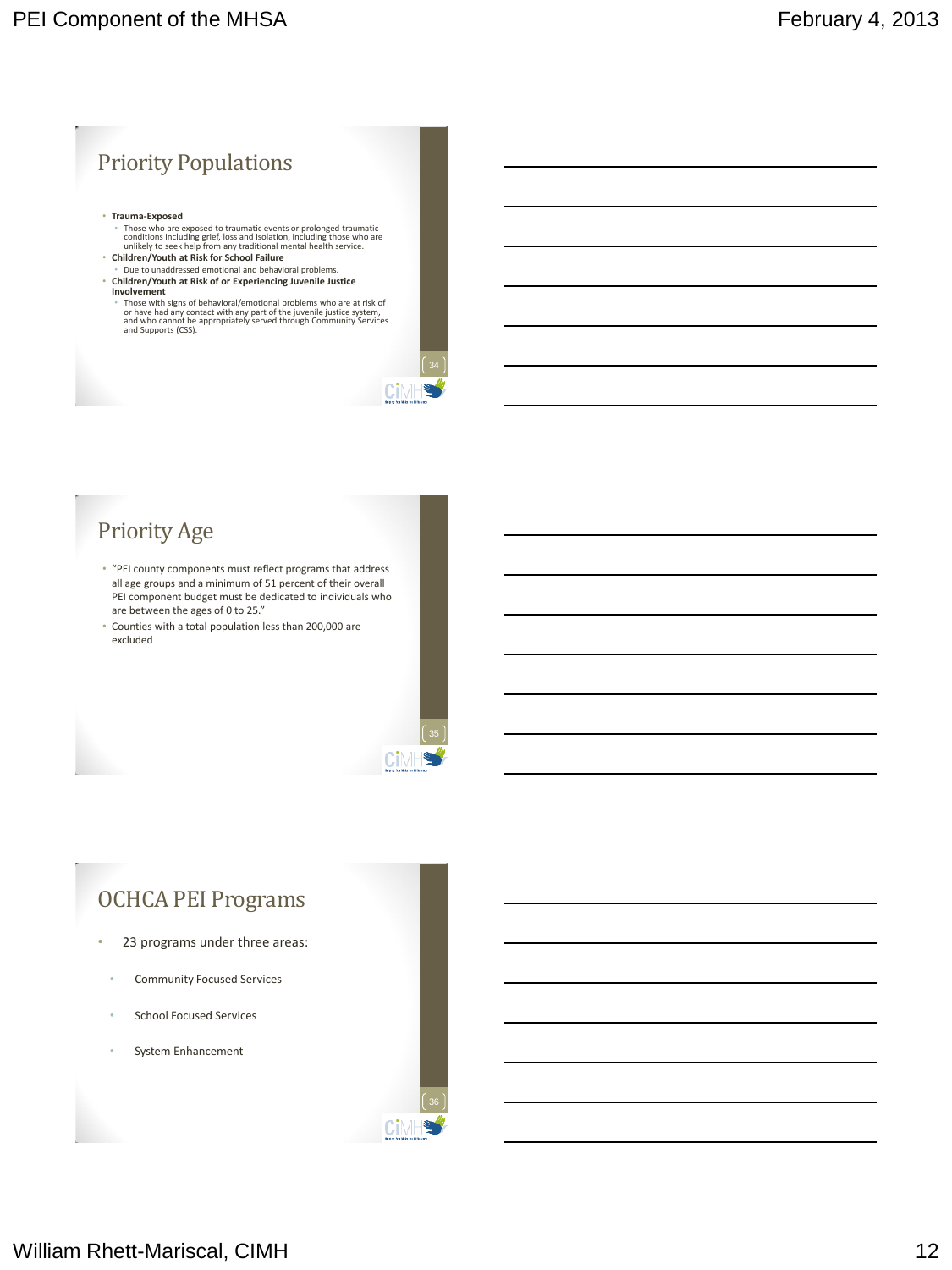## Priority Populations

- **Trauma-Exposed**
  - Those who are exposed to traumatic events or prolonged traumatic conditions including grief, loss and isolation, including those who are unlikely to seek help from any traditional mental health service.
- **Children/Youth at Risk for School Failure**
  - Due to unaddressed emotional and behavioral problems.
- **Children/Youth at Risk of or Experiencing Juvenile Justice Involvement**
  - Those with signs of behavioral/emotional problems who are at risk of or have had any contact with any part of the juvenile justice system, and who cannot be appropriately served through Community Services and Supports (CSS).

## Priority Age

- "PEI county components must reflect programs that address all age groups and a minimum of 51 percent of their overall PEI component budget must be dedicated to individuals who are between the ages of 0 to 25."
- Counties with a total population less than 200,000 are excluded

## OCHCA PEI Programs

- 23 programs under three areas:
  - Community Focused Services
  - School Focused Services
  - System Enhancement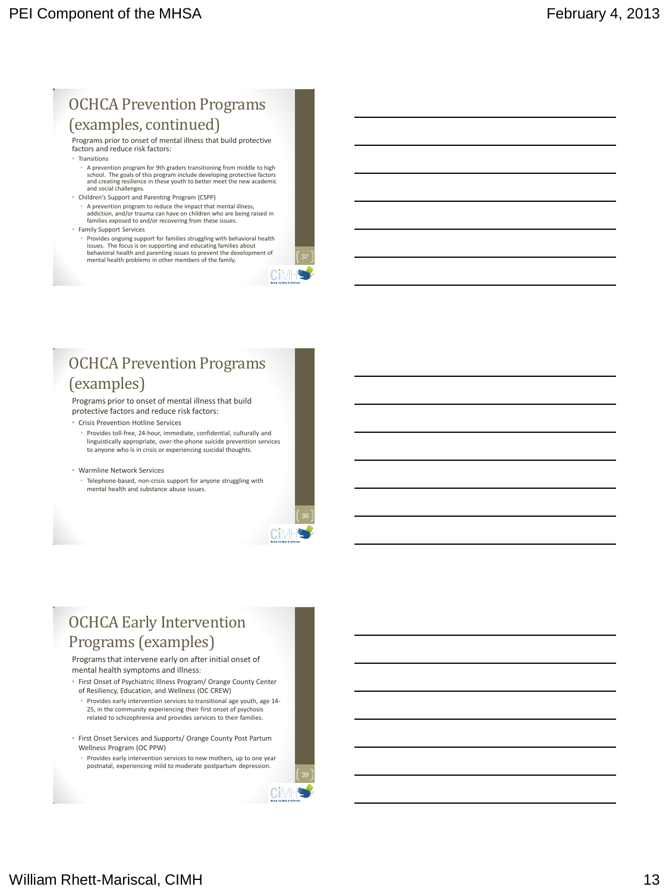## OCHCA Prevention Programs (examples, continued)

Programs prior to onset of mental illness that build protective factors and reduce risk factors:

- Transitions
  - A prevention program for 9th graders transitioning from middle to high school. The goals of this program include developing protective factors and creating resilience in these youth to better meet the new academic and social challenges.
- Children's Support and Parenting Program (CSPP)
  - A prevention program to reduce the impact that mental illness, addiction, and/or trauma can have on children who are being raised in families exposed to and/or recovering from these issues.
- Family Support Services
  - Provides ongoing support for families struggling with behavioral health issues. The focus is on supporting and educating families about behavioral health and parenting issues to prevent the development of mental health problems in other members of the family.

## OCHCA Prevention Programs (examples)

Programs prior to onset of mental illness that build protective factors and reduce risk factors:

- Crisis Prevention Hotline Services
  - Provides toll-free, 24-hour, immediate, confidential, culturally and linguistically appropriate, over-the-phone suicide prevention services to anyone who is in crisis or experiencing suicidal thoughts.
- Warmline Network Services
  - Telephone-based, non-crisis support for anyone struggling with mental health and substance abuse issues.

## OCHCA Early Intervention Programs (examples)

Programs that intervene early on after initial onset of mental health symptoms and illness:

- First Onset of Psychiatric Illness Program/ Orange County Center of Resiliency, Education, and Wellness (OC CREW)
  - Provides early intervention services to transitional age youth, age 14-25, in the community experiencing their first onset of psychosis related to schizophrenia and provides services to their families.
- First Onset Services and Supports/ Orange County Post Partum Wellness Program (OC PPW)
  - Provides early intervention services to new mothers, up to one year postnatal, experiencing mild to moderate postpartum depression.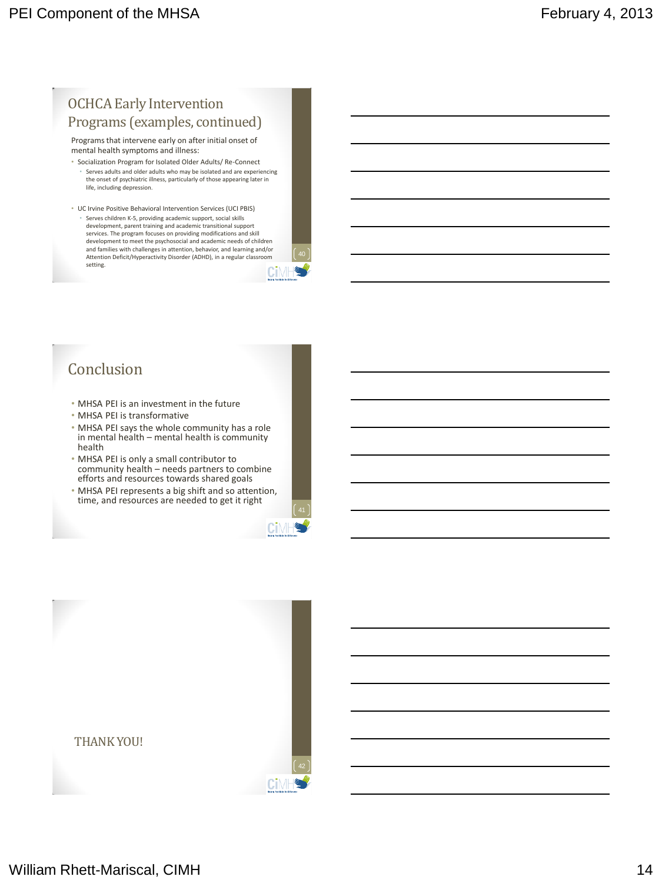## OCHCA Early Intervention Programs (examples, continued)

Programs that intervene early on after initial onset of mental health symptoms and illness:

- Socialization Program for Isolated Older Adults/ Re-Connect
  - Serves adults and older adults who may be isolated and are experiencing the onset of psychiatric illness, particularly of those appearing later in life, including depression.
- UC Irvine Positive Behavioral Intervention Services (UCI PBIS)
  - Serves children K-5, providing academic support, social skills development, parent training and academic transitional support services. The program focuses on providing modifications and skill development to meet the psychosocial and academic needs of children and families with challenges in attention, behavior, and learning and/or Attention Deficit/Hyperactivity Disorder (ADHD), in a regular classroom setting.

## Conclusion

- MHSA PEI is an investment in the future
- MHSA PEI is transformative
- MHSA PEI says the whole community has a role in mental health – mental health is community health
- MHSA PEI is only a small contributor to community health – needs partners to combine efforts and resources towards shared goals
- MHSA PEI represents a big shift and so attention, time, and resources are needed to get it right

THANK YOU!